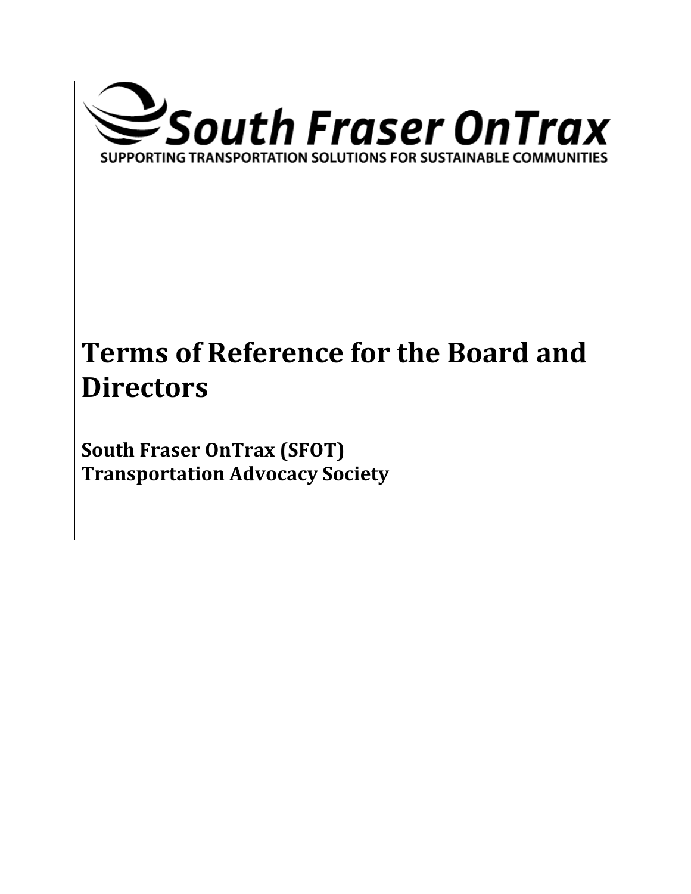South Fraser OnTrax

SUPPORTING TRANSPORTATION SOLUTIONS FOR SUSTAINABLE COMMUNITIES

# Terms of Reference for the Board and Directors

**South Fraser OnTrax (SFOT)**
**Transportation Advocacy Society**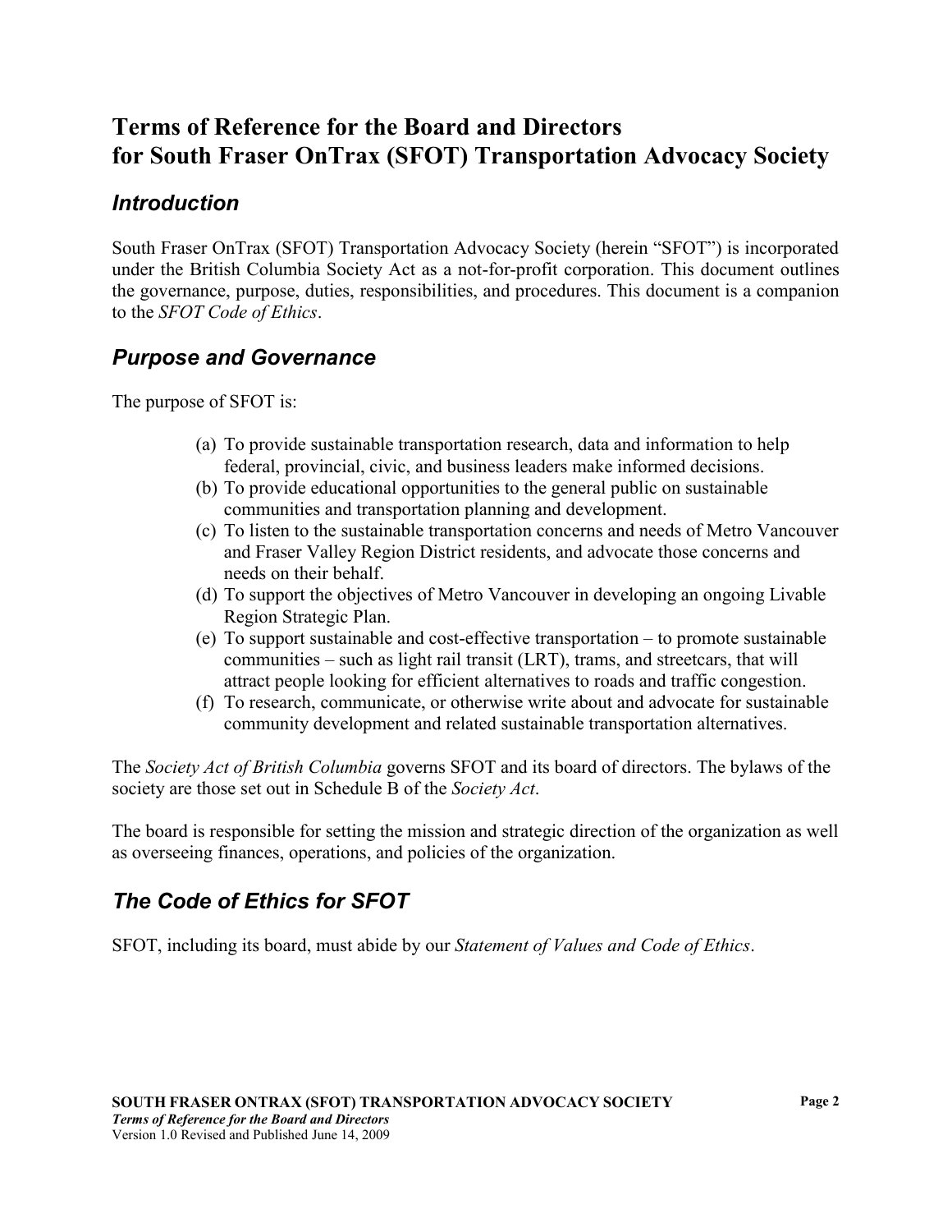# Terms of Reference for the Board and Directors for South Fraser OnTrax (SFOT) Transportation Advocacy Society

## *Introduction*

South Fraser OnTrax (SFOT) Transportation Advocacy Society (herein "SFOT") is incorporated under the British Columbia Society Act as a not-for-profit corporation. This document outlines the governance, purpose, duties, responsibilities, and procedures. This document is a companion to the *SFOT Code of Ethics*.

## *Purpose and Governance*

The purpose of SFOT is:

(a) To provide sustainable transportation research, data and information to help federal, provincial, civic, and business leaders make informed decisions.
(b) To provide educational opportunities to the general public on sustainable communities and transportation planning and development.
(c) To listen to the sustainable transportation concerns and needs of Metro Vancouver and Fraser Valley Region District residents, and advocate those concerns and needs on their behalf.
(d) To support the objectives of Metro Vancouver in developing an ongoing Livable Region Strategic Plan.
(e) To support sustainable and cost-effective transportation – to promote sustainable communities – such as light rail transit (LRT), trams, and streetcars, that will attract people looking for efficient alternatives to roads and traffic congestion.
(f) To research, communicate, or otherwise write about and advocate for sustainable community development and related sustainable transportation alternatives.

The *Society Act of British Columbia* governs SFOT and its board of directors. The bylaws of the society are those set out in Schedule B of the *Society Act*.

The board is responsible for setting the mission and strategic direction of the organization as well as overseeing finances, operations, and policies of the organization.

## *The Code of Ethics for SFOT*

SFOT, including its board, must abide by our *Statement of Values and Code of Ethics*.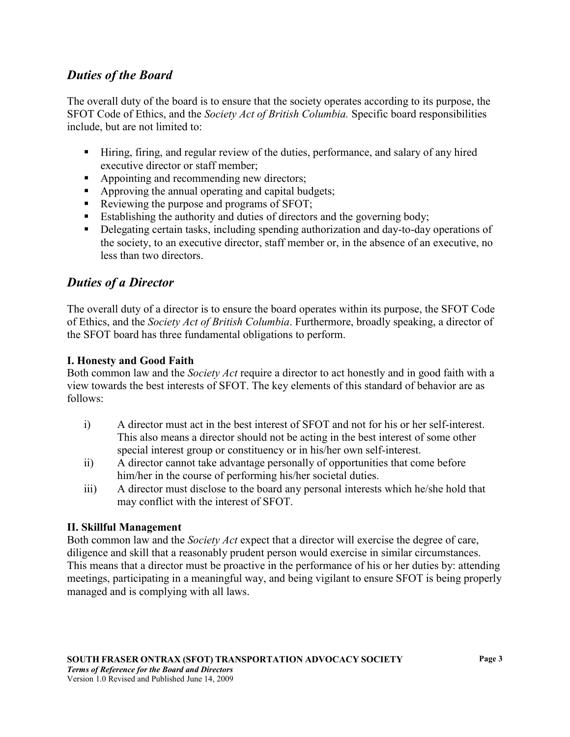## *Duties of the Board*

The overall duty of the board is to ensure that the society operates according to its purpose, the SFOT Code of Ethics, and the *Society Act of British Columbia.* Specific board responsibilities include, but are not limited to:

- Hiring, firing, and regular review of the duties, performance, and salary of any hired executive director or staff member;
- Appointing and recommending new directors;
- Approving the annual operating and capital budgets;
- Reviewing the purpose and programs of SFOT;
- Establishing the authority and duties of directors and the governing body;
- Delegating certain tasks, including spending authorization and day-to-day operations of the society, to an executive director, staff member or, in the absence of an executive, no less than two directors.

## *Duties of a Director*

The overall duty of a director is to ensure the board operates within its purpose, the SFOT Code of Ethics, and the *Society Act of British Columbia*. Furthermore, broadly speaking, a director of the SFOT board has three fundamental obligations to perform.

### I. Honesty and Good Faith

Both common law and the *Society Act* require a director to act honestly and in good faith with a view towards the best interests of SFOT. The key elements of this standard of behavior are as follows:

i) A director must act in the best interest of SFOT and not for his or her self-interest. This also means a director should not be acting in the best interest of some other special interest group or constituency or in his/her own self-interest.

ii) A director cannot take advantage personally of opportunities that come before him/her in the course of performing his/her societal duties.

iii) A director must disclose to the board any personal interests which he/she hold that may conflict with the interest of SFOT.

### II. Skillful Management

Both common law and the *Society Act* expect that a director will exercise the degree of care, diligence and skill that a reasonably prudent person would exercise in similar circumstances. This means that a director must be proactive in the performance of his or her duties by: attending meetings, participating in a meaningful way, and being vigilant to ensure SFOT is being properly managed and is complying with all laws.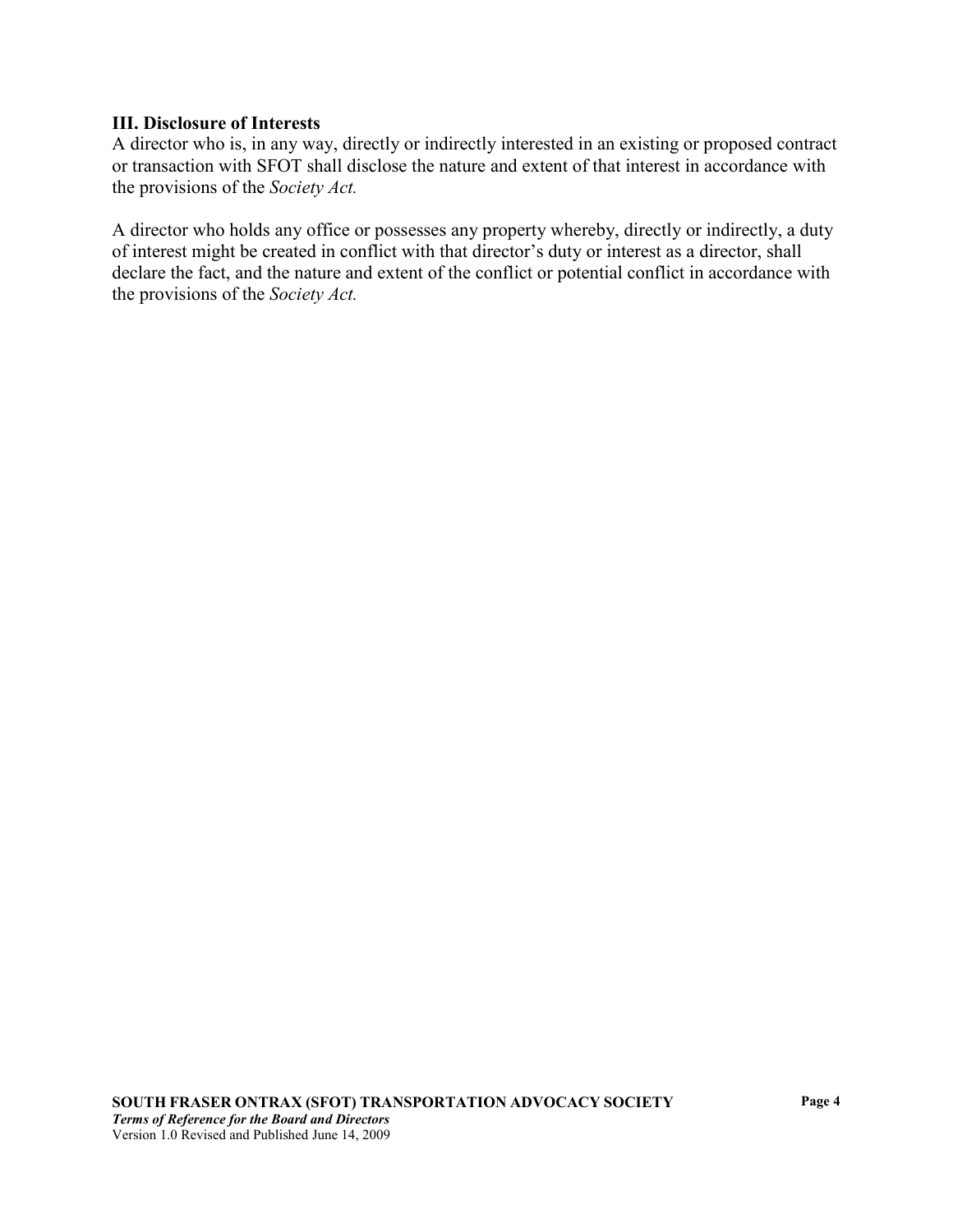### III. Disclosure of Interests

A director who is, in any way, directly or indirectly interested in an existing or proposed contract or transaction with SFOT shall disclose the nature and extent of that interest in accordance with the provisions of the *Society Act.*

A director who holds any office or possesses any property whereby, directly or indirectly, a duty of interest might be created in conflict with that director's duty or interest as a director, shall declare the fact, and the nature and extent of the conflict or potential conflict in accordance with the provisions of the *Society Act.*